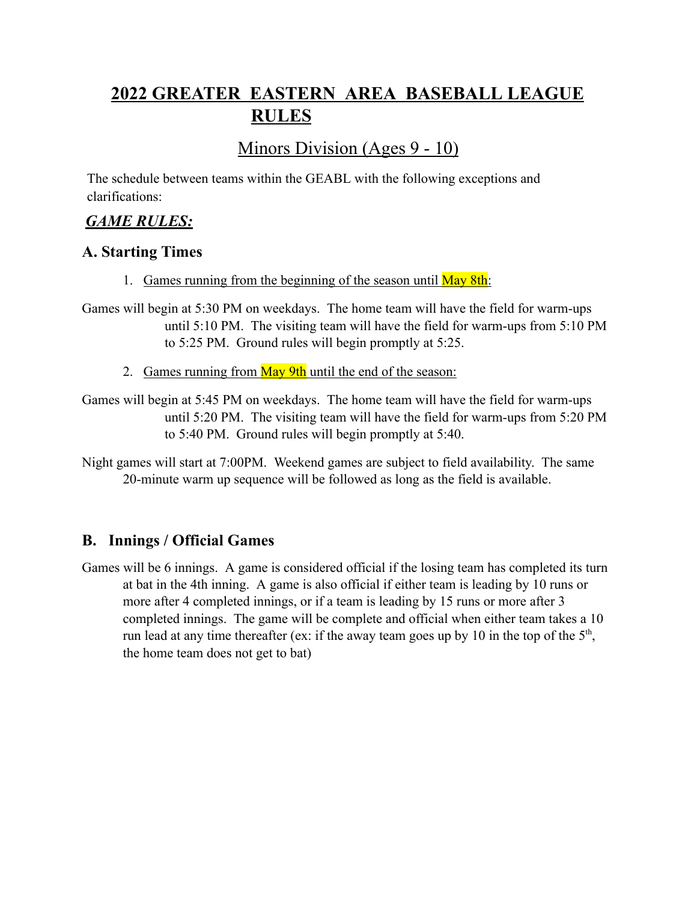# 2022 GREATER EASTERN AREA BASEBALL LEAGUE RULES

## Minors Division (Ages 9 - 10)

The schedule between teams within the GEABL with the following exceptions and clarifications:

## *GAME RULES:*

### A. Starting Times

1. Games running from the beginning of the season until May 8th:

Games will begin at 5:30 PM on weekdays. The home team will have the field for warm-ups until 5:10 PM. The visiting team will have the field for warm-ups from 5:10 PM to 5:25 PM. Ground rules will begin promptly at 5:25.

2. Games running from May 9th until the end of the season:

Games will begin at 5:45 PM on weekdays. The home team will have the field for warm-ups until 5:20 PM. The visiting team will have the field for warm-ups from 5:20 PM to 5:40 PM. Ground rules will begin promptly at 5:40.

Night games will start at 7:00PM. Weekend games are subject to field availability. The same 20-minute warm up sequence will be followed as long as the field is available.

### B. Innings / Official Games

Games will be 6 innings. A game is considered official if the losing team has completed its turn at bat in the 4th inning. A game is also official if either team is leading by 10 runs or more after 4 completed innings, or if a team is leading by 15 runs or more after 3 completed innings. The game will be complete and official when either team takes a 10 run lead at any time thereafter (ex: if the away team goes up by 10 in the top of the 5th, the home team does not get to bat)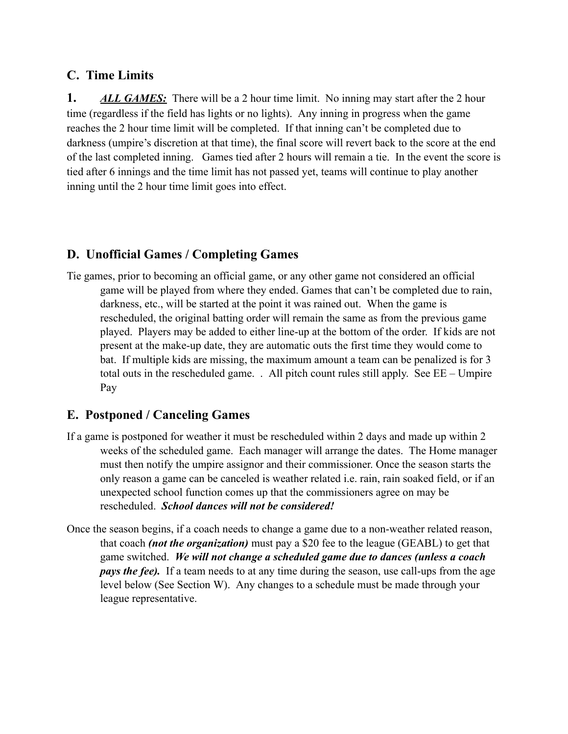## C. Time Limits

**1.** ***ALL GAMES:*** There will be a 2 hour time limit. No inning may start after the 2 hour time (regardless if the field has lights or no lights). Any inning in progress when the game reaches the 2 hour time limit will be completed. If that inning can't be completed due to darkness (umpire's discretion at that time), the final score will revert back to the score at the end of the last completed inning. Games tied after 2 hours will remain a tie. In the event the score is tied after 6 innings and the time limit has not passed yet, teams will continue to play another inning until the 2 hour time limit goes into effect.

## D. Unofficial Games / Completing Games

Tie games, prior to becoming an official game, or any other game not considered an official game will be played from where they ended. Games that can't be completed due to rain, darkness, etc., will be started at the point it was rained out. When the game is rescheduled, the original batting order will remain the same as from the previous game played. Players may be added to either line-up at the bottom of the order. If kids are not present at the make-up date, they are automatic outs the first time they would come to bat. If multiple kids are missing, the maximum amount a team can be penalized is for 3 total outs in the rescheduled game. . All pitch count rules still apply. See EE – Umpire Pay

## E. Postponed / Canceling Games

If a game is postponed for weather it must be rescheduled within 2 days and made up within 2 weeks of the scheduled game. Each manager will arrange the dates. The Home manager must then notify the umpire assignor and their commissioner. Once the season starts the only reason a game can be canceled is weather related i.e. rain, rain soaked field, or if an unexpected school function comes up that the commissioners agree on may be rescheduled. ***School dances will not be considered!***

Once the season begins, if a coach needs to change a game due to a non-weather related reason, that coach ***(not the organization)*** must pay a $20 fee to the league (GEABL) to get that game switched. ***We will not change a scheduled game due to dances (unless a coach pays the fee).*** If a team needs to at any time during the season, use call-ups from the age level below (See Section W). Any changes to a schedule must be made through your league representative.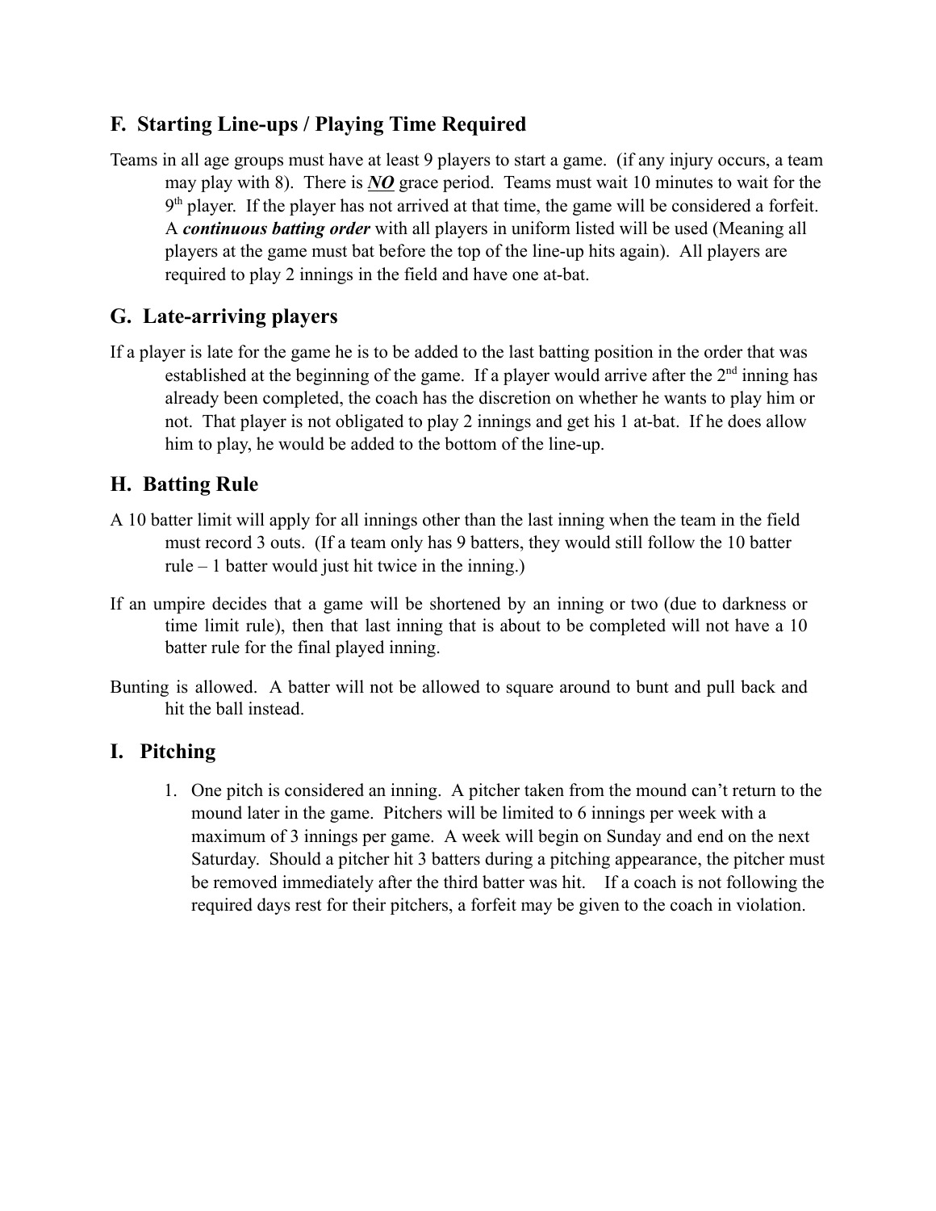## F. Starting Line-ups / Playing Time Required

Teams in all age groups must have at least 9 players to start a game. (if any injury occurs, a team may play with 8). There is ***NO*** grace period. Teams must wait 10 minutes to wait for the 9th player. If the player has not arrived at that time, the game will be considered a forfeit. A ***continuous batting order*** with all players in uniform listed will be used (Meaning all players at the game must bat before the top of the line-up hits again). All players are required to play 2 innings in the field and have one at-bat.

## G. Late-arriving players

If a player is late for the game he is to be added to the last batting position in the order that was established at the beginning of the game. If a player would arrive after the 2nd inning has already been completed, the coach has the discretion on whether he wants to play him or not. That player is not obligated to play 2 innings and get his 1 at-bat. If he does allow him to play, he would be added to the bottom of the line-up.

## H. Batting Rule

A 10 batter limit will apply for all innings other than the last inning when the team in the field must record 3 outs. (If a team only has 9 batters, they would still follow the 10 batter rule – 1 batter would just hit twice in the inning.)

If an umpire decides that a game will be shortened by an inning or two (due to darkness or time limit rule), then that last inning that is about to be completed will not have a 10 batter rule for the final played inning.

Bunting is allowed. A batter will not be allowed to square around to bunt and pull back and hit the ball instead.

## I. Pitching

1. One pitch is considered an inning. A pitcher taken from the mound can't return to the mound later in the game. Pitchers will be limited to 6 innings per week with a maximum of 3 innings per game. A week will begin on Sunday and end on the next Saturday. Should a pitcher hit 3 batters during a pitching appearance, the pitcher must be removed immediately after the third batter was hit. If a coach is not following the required days rest for their pitchers, a forfeit may be given to the coach in violation.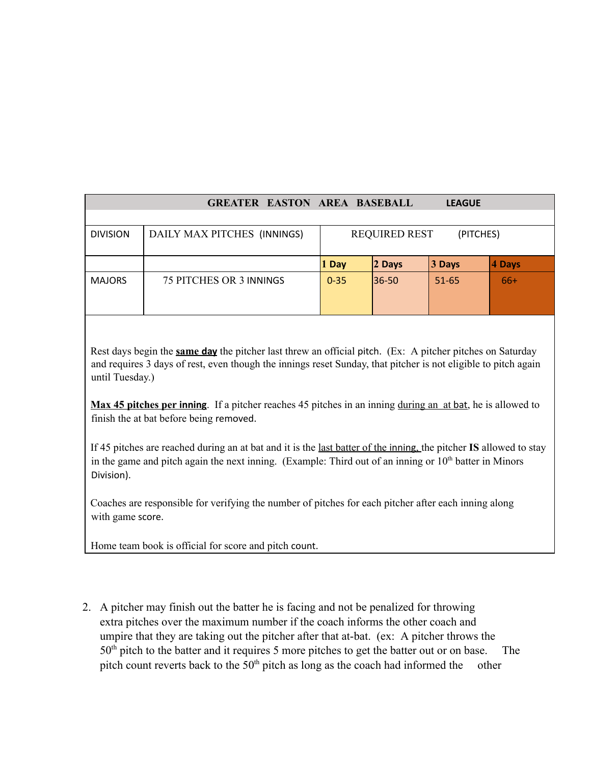| GREATER EASTON AREA BASEBALL LEAGUE | | | | | |
|---|---|---|---|---|---|
| DIVISION | DAILY MAX PITCHES (INNINGS) | REQUIRED REST (PITCHES) | | | |
| | | **1 Day** | **2 Days** | **3 Days** | **4 Days** |
| MAJORS | 75 PITCHES OR 3 INNINGS | 0-35 | 36-50 | 51-65 | 66+ |

Rest days begin the **same day** the pitcher last threw an official pitch. (Ex: A pitcher pitches on Saturday and requires 3 days of rest, even though the innings reset Sunday, that pitcher is not eligible to pitch again until Tuesday.)

**Max 45 pitches per inning**. If a pitcher reaches 45 pitches in an inning during an at bat, he is allowed to finish the at bat before being removed.

If 45 pitches are reached during an at bat and it is the last batter of the inning, the pitcher **IS** allowed to stay in the game and pitch again the next inning. (Example: Third out of an inning or 10th batter in Minors Division).

Coaches are responsible for verifying the number of pitches for each pitcher after each inning along with game score.

Home team book is official for score and pitch count.

2. A pitcher may finish out the batter he is facing and not be penalized for throwing extra pitches over the maximum number if the coach informs the other coach and umpire that they are taking out the pitcher after that at-bat. (ex: A pitcher throws the 50th pitch to the batter and it requires 5 more pitches to get the batter out or on base. The pitch count reverts back to the 50th pitch as long as the coach had informed the other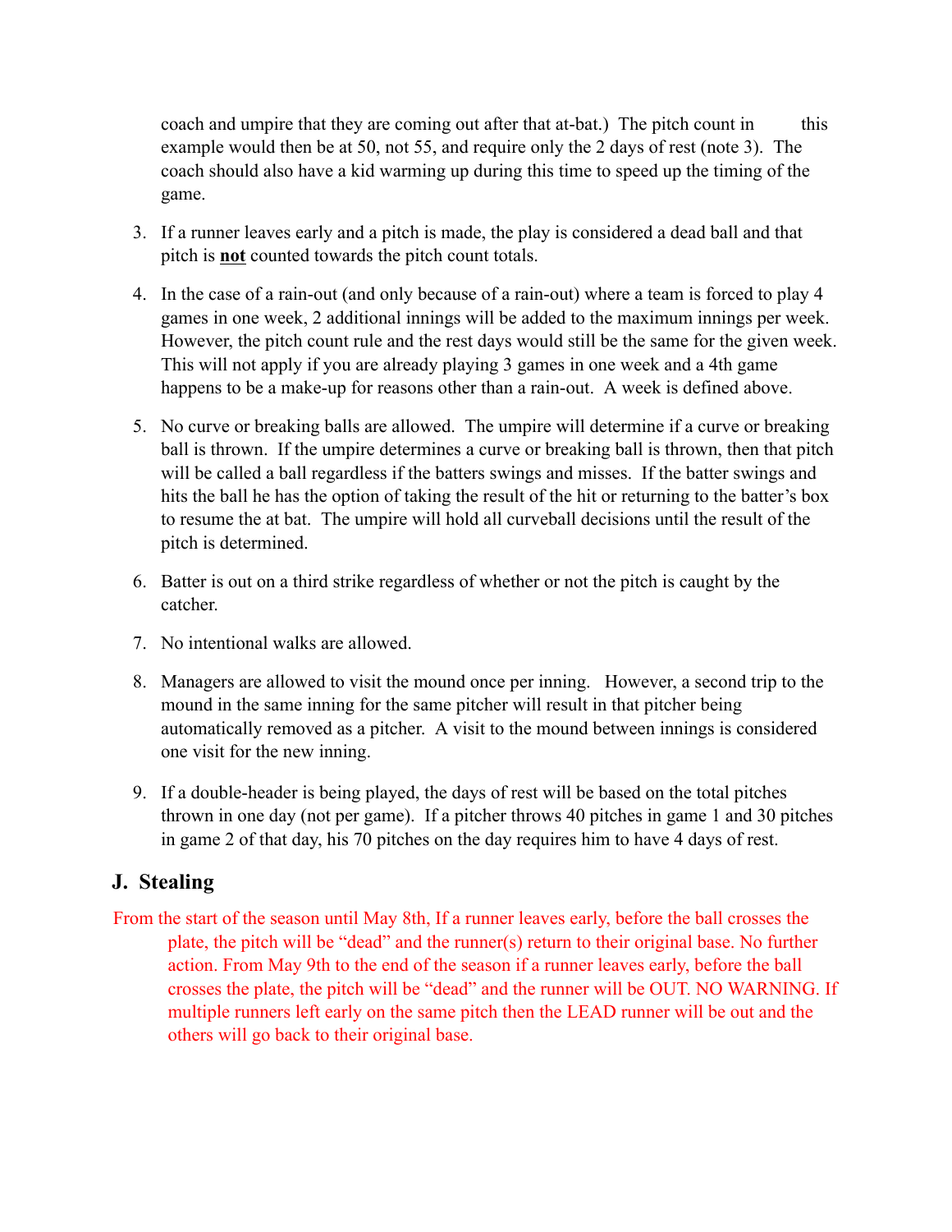coach and umpire that they are coming out after that at-bat.) The pitch count in this example would then be at 50, not 55, and require only the 2 days of rest (note 3). The coach should also have a kid warming up during this time to speed up the timing of the game.

3. If a runner leaves early and a pitch is made, the play is considered a dead ball and that pitch is **not** counted towards the pitch count totals.

4. In the case of a rain-out (and only because of a rain-out) where a team is forced to play 4 games in one week, 2 additional innings will be added to the maximum innings per week. However, the pitch count rule and the rest days would still be the same for the given week. This will not apply if you are already playing 3 games in one week and a 4th game happens to be a make-up for reasons other than a rain-out. A week is defined above.

5. No curve or breaking balls are allowed. The umpire will determine if a curve or breaking ball is thrown. If the umpire determines a curve or breaking ball is thrown, then that pitch will be called a ball regardless if the batters swings and misses. If the batter swings and hits the ball he has the option of taking the result of the hit or returning to the batter's box to resume the at bat. The umpire will hold all curveball decisions until the result of the pitch is determined.

6. Batter is out on a third strike regardless of whether or not the pitch is caught by the catcher.

7. No intentional walks are allowed.

8. Managers are allowed to visit the mound once per inning. However, a second trip to the mound in the same inning for the same pitcher will result in that pitcher being automatically removed as a pitcher. A visit to the mound between innings is considered one visit for the new inning.

9. If a double-header is being played, the days of rest will be based on the total pitches thrown in one day (not per game). If a pitcher throws 40 pitches in game 1 and 30 pitches in game 2 of that day, his 70 pitches on the day requires him to have 4 days of rest.

## J. Stealing

From the start of the season until May 8th, If a runner leaves early, before the ball crosses the plate, the pitch will be "dead" and the runner(s) return to their original base. No further action. From May 9th to the end of the season if a runner leaves early, before the ball crosses the plate, the pitch will be "dead" and the runner will be OUT. NO WARNING. If multiple runners left early on the same pitch then the LEAD runner will be out and the others will go back to their original base.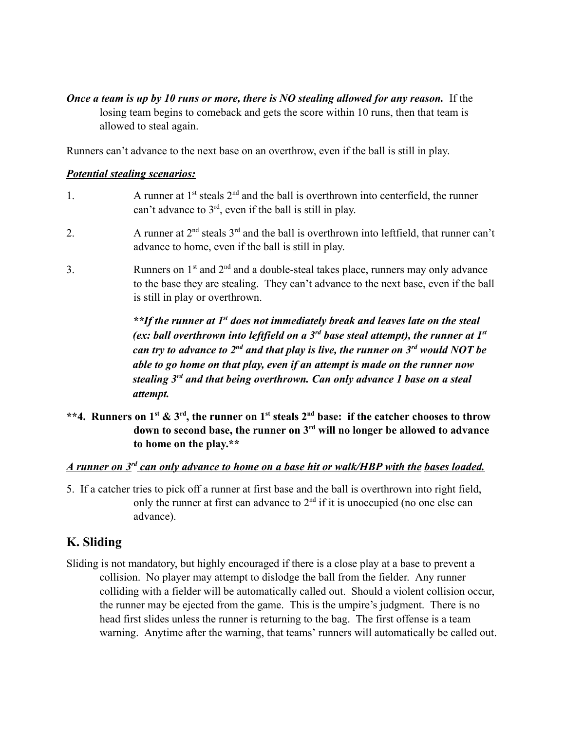***Once a team is up by 10 runs or more, there is NO stealing allowed for any reason.*** If the losing team begins to comeback and gets the score within 10 runs, then that team is allowed to steal again.

Runners can't advance to the next base on an overthrow, even if the ball is still in play.

***Potential stealing scenarios:***

1. A runner at 1st steals 2nd and the ball is overthrown into centerfield, the runner can't advance to 3rd, even if the ball is still in play.

2. A runner at 2nd steals 3rd and the ball is overthrown into leftfield, that runner can't advance to home, even if the ball is still in play.

3. Runners on 1st and 2nd and a double-steal takes place, runners may only advance to the base they are stealing. They can't advance to the next base, even if the ball is still in play or overthrown.

   ***\*\*If the runner at 1st does not immediately break and leaves late on the steal (ex: ball overthrown into leftfield on a 3rd base steal attempt), the runner at 1st can try to advance to 2nd and that play is live, the runner on 3rd would NOT be able to go home on that play, even if an attempt is made on the runner now stealing 3rd and that being overthrown. Can only advance 1 base on a steal attempt.***

**\*\*4. Runners on 1st & 3rd, the runner on 1st steals 2nd base: if the catcher chooses to throw down to second base, the runner on 3rd will no longer be allowed to advance to home on the play.\*\***

***A runner on 3rd can only advance to home on a base hit or walk/HBP with the bases loaded.***

5. If a catcher tries to pick off a runner at first base and the ball is overthrown into right field, only the runner at first can advance to 2nd if it is unoccupied (no one else can advance).

## K. Sliding

Sliding is not mandatory, but highly encouraged if there is a close play at a base to prevent a collision. No player may attempt to dislodge the ball from the fielder. Any runner colliding with a fielder will be automatically called out. Should a violent collision occur, the runner may be ejected from the game. This is the umpire's judgment. There is no head first slides unless the runner is returning to the bag. The first offense is a team warning. Anytime after the warning, that teams' runners will automatically be called out.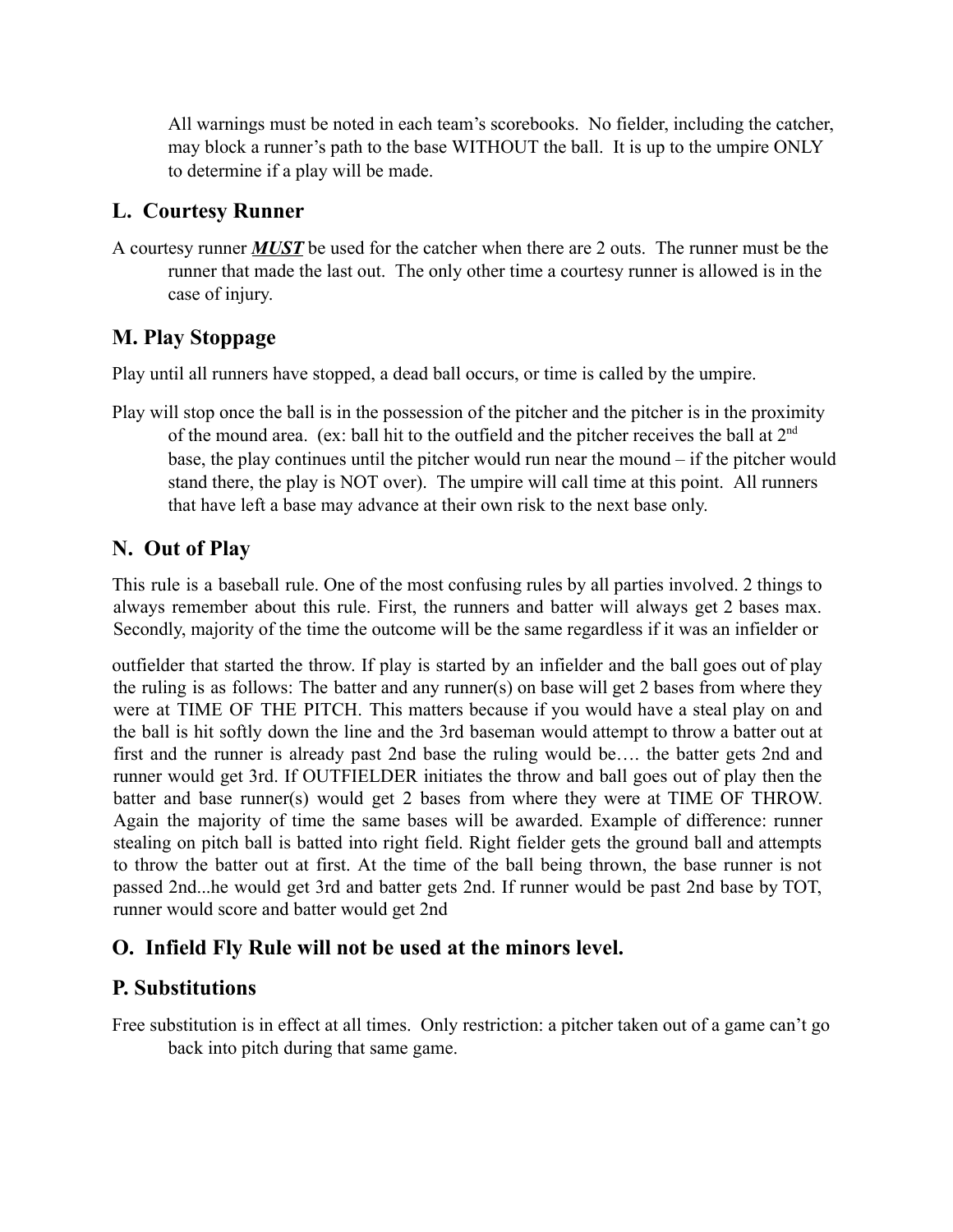All warnings must be noted in each team's scorebooks. No fielder, including the catcher, may block a runner's path to the base WITHOUT the ball. It is up to the umpire ONLY to determine if a play will be made.

## L. Courtesy Runner

A courtesy runner ***MUST*** be used for the catcher when there are 2 outs. The runner must be the runner that made the last out. The only other time a courtesy runner is allowed is in the case of injury.

## M. Play Stoppage

Play until all runners have stopped, a dead ball occurs, or time is called by the umpire.

Play will stop once the ball is in the possession of the pitcher and the pitcher is in the proximity of the mound area. (ex: ball hit to the outfield and the pitcher receives the ball at 2nd base, the play continues until the pitcher would run near the mound – if the pitcher would stand there, the play is NOT over). The umpire will call time at this point. All runners that have left a base may advance at their own risk to the next base only.

## N. Out of Play

This rule is a baseball rule. One of the most confusing rules by all parties involved. 2 things to always remember about this rule. First, the runners and batter will always get 2 bases max. Secondly, majority of the time the outcome will be the same regardless if it was an infielder or outfielder that started the throw. If play is started by an infielder and the ball goes out of play the ruling is as follows: The batter and any runner(s) on base will get 2 bases from where they were at TIME OF THE PITCH. This matters because if you would have a steal play on and the ball is hit softly down the line and the 3rd baseman would attempt to throw a batter out at first and the runner is already past 2nd base the ruling would be…. the batter gets 2nd and runner would get 3rd. If OUTFIELDER initiates the throw and ball goes out of play then the batter and base runner(s) would get 2 bases from where they were at TIME OF THROW. Again the majority of time the same bases will be awarded. Example of difference: runner stealing on pitch ball is batted into right field. Right fielder gets the ground ball and attempts to throw the batter out at first. At the time of the ball being thrown, the base runner is not passed 2nd...he would get 3rd and batter gets 2nd. If runner would be past 2nd base by TOT, runner would score and batter would get 2nd

## O. Infield Fly Rule will not be used at the minors level.

## P. Substitutions

Free substitution is in effect at all times. Only restriction: a pitcher taken out of a game can't go back into pitch during that same game.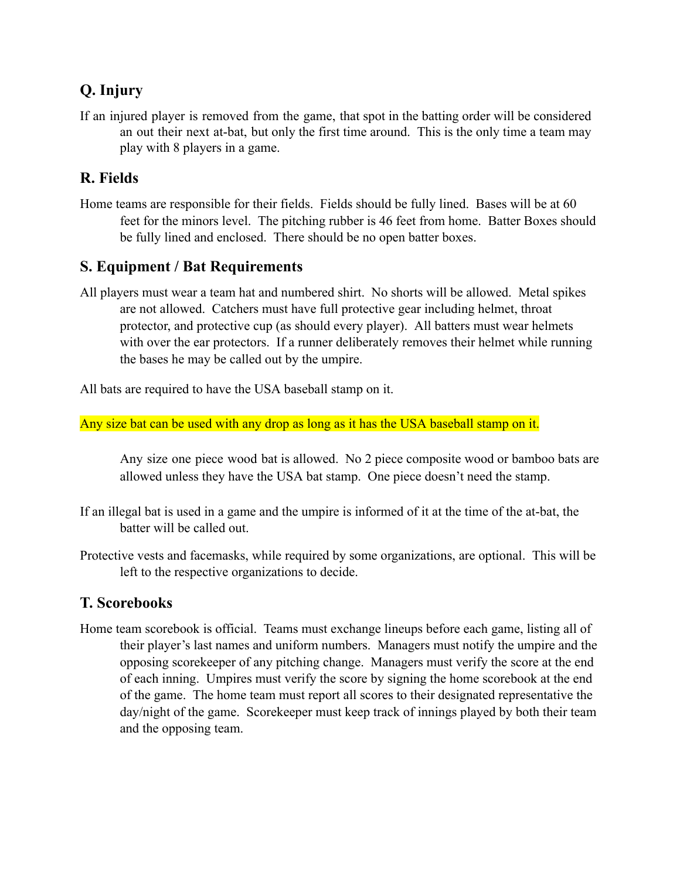## Q. Injury

If an injured player is removed from the game, that spot in the batting order will be considered an out their next at-bat, but only the first time around. This is the only time a team may play with 8 players in a game.

## R. Fields

Home teams are responsible for their fields. Fields should be fully lined. Bases will be at 60 feet for the minors level. The pitching rubber is 46 feet from home. Batter Boxes should be fully lined and enclosed. There should be no open batter boxes.

## S. Equipment / Bat Requirements

All players must wear a team hat and numbered shirt. No shorts will be allowed. Metal spikes are not allowed. Catchers must have full protective gear including helmet, throat protector, and protective cup (as should every player). All batters must wear helmets with over the ear protectors. If a runner deliberately removes their helmet while running the bases he may be called out by the umpire.

All bats are required to have the USA baseball stamp on it.

Any size bat can be used with any drop as long as it has the USA baseball stamp on it.

Any size one piece wood bat is allowed. No 2 piece composite wood or bamboo bats are allowed unless they have the USA bat stamp. One piece doesn't need the stamp.

If an illegal bat is used in a game and the umpire is informed of it at the time of the at-bat, the batter will be called out.

Protective vests and facemasks, while required by some organizations, are optional. This will be left to the respective organizations to decide.

## T. Scorebooks

Home team scorebook is official. Teams must exchange lineups before each game, listing all of their player's last names and uniform numbers. Managers must notify the umpire and the opposing scorekeeper of any pitching change. Managers must verify the score at the end of each inning. Umpires must verify the score by signing the home scorebook at the end of the game. The home team must report all scores to their designated representative the day/night of the game. Scorekeeper must keep track of innings played by both their team and the opposing team.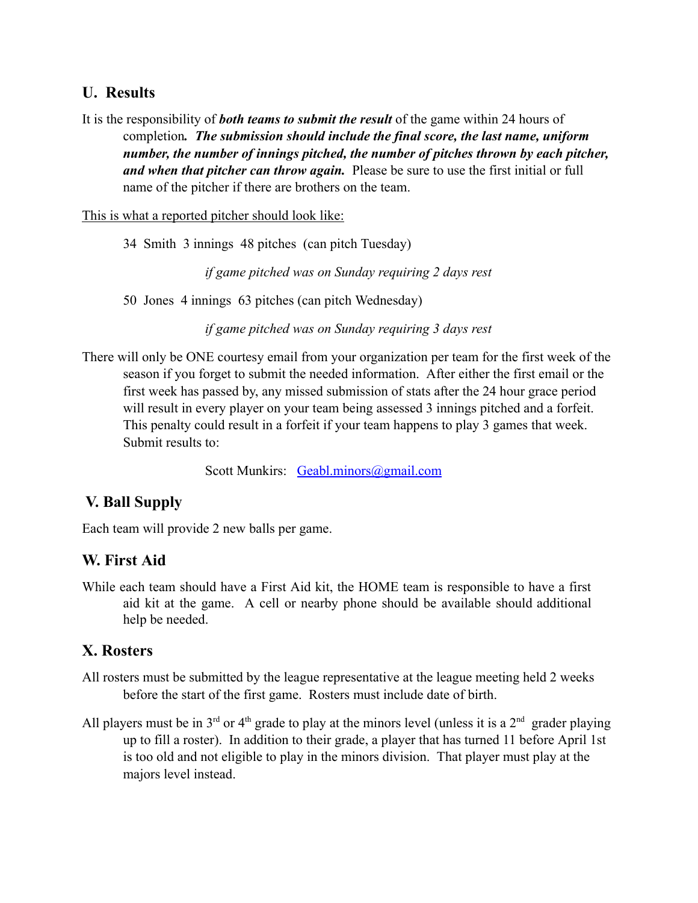## U. Results

It is the responsibility of ***both teams to submit the result*** of the game within 24 hours of completion***. The submission should include the final score, the last name, uniform number, the number of innings pitched, the number of pitches thrown by each pitcher, and when that pitcher can throw again.*** Please be sure to use the first initial or full name of the pitcher if there are brothers on the team.

<u>This is what a reported pitcher should look like:</u>

34 Smith 3 innings 48 pitches (can pitch Tuesday)

*if game pitched was on Sunday requiring 2 days rest*

50 Jones 4 innings 63 pitches (can pitch Wednesday)

*if game pitched was on Sunday requiring 3 days rest*

There will only be ONE courtesy email from your organization per team for the first week of the season if you forget to submit the needed information. After either the first email or the first week has passed by, any missed submission of stats after the 24 hour grace period will result in every player on your team being assessed 3 innings pitched and a forfeit. This penalty could result in a forfeit if your team happens to play 3 games that week. Submit results to:

Scott Munkirs: [Geabl.minors@gmail.com](mailto:Geabl.minors@gmail.com)

## V. Ball Supply

Each team will provide 2 new balls per game.

## W. First Aid

While each team should have a First Aid kit, the HOME team is responsible to have a first aid kit at the game. A cell or nearby phone should be available should additional help be needed.

## X. Rosters

All rosters must be submitted by the league representative at the league meeting held 2 weeks before the start of the first game. Rosters must include date of birth.

All players must be in 3rd or 4th grade to play at the minors level (unless it is a 2nd grader playing up to fill a roster). In addition to their grade, a player that has turned 11 before April 1st is too old and not eligible to play in the minors division. That player must play at the majors level instead.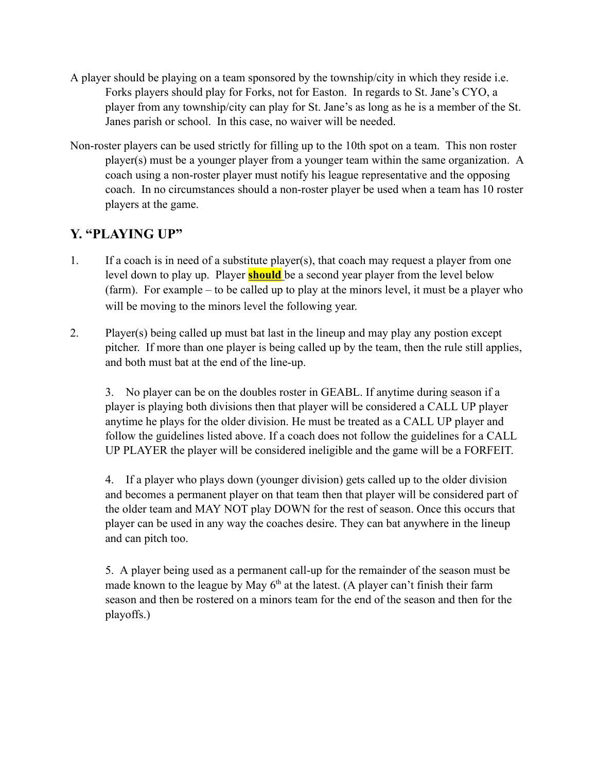A player should be playing on a team sponsored by the township/city in which they reside i.e. Forks players should play for Forks, not for Easton. In regards to St. Jane's CYO, a player from any township/city can play for St. Jane's as long as he is a member of the St. Janes parish or school. In this case, no waiver will be needed.

Non-roster players can be used strictly for filling up to the 10th spot on a team. This non roster player(s) must be a younger player from a younger team within the same organization. A coach using a non-roster player must notify his league representative and the opposing coach. In no circumstances should a non-roster player be used when a team has 10 roster players at the game.

## Y. "PLAYING UP"

1. If a coach is in need of a substitute player(s), that coach may request a player from one level down to play up. Player **should** be a second year player from the level below (farm). For example – to be called up to play at the minors level, it must be a player who will be moving to the minors level the following year.

2. Player(s) being called up must bat last in the lineup and may play any postion except pitcher. If more than one player is being called up by the team, then the rule still applies, and both must bat at the end of the line-up.

3. No player can be on the doubles roster in GEABL. If anytime during season if a player is playing both divisions then that player will be considered a CALL UP player anytime he plays for the older division. He must be treated as a CALL UP player and follow the guidelines listed above. If a coach does not follow the guidelines for a CALL UP PLAYER the player will be considered ineligible and the game will be a FORFEIT.

4. If a player who plays down (younger division) gets called up to the older division and becomes a permanent player on that team then that player will be considered part of the older team and MAY NOT play DOWN for the rest of season. Once this occurs that player can be used in any way the coaches desire. They can bat anywhere in the lineup and can pitch too.

5. A player being used as a permanent call-up for the remainder of the season must be made known to the league by May 6th at the latest. (A player can't finish their farm season and then be rostered on a minors team for the end of the season and then for the playoffs.)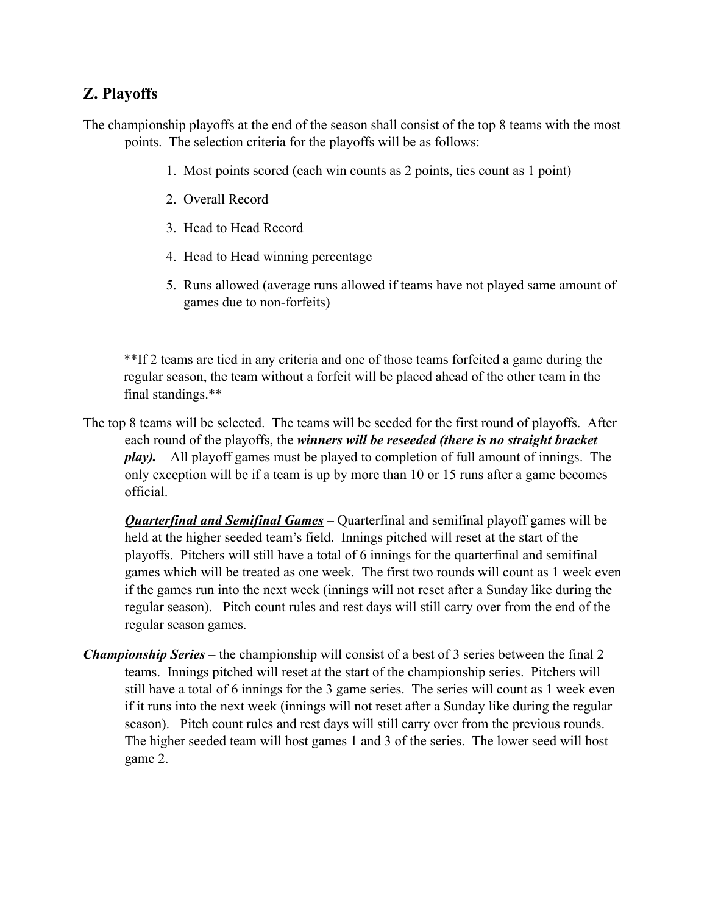## Z. Playoffs

The championship playoffs at the end of the season shall consist of the top 8 teams with the most points. The selection criteria for the playoffs will be as follows:

1. Most points scored (each win counts as 2 points, ties count as 1 point)
2. Overall Record
3. Head to Head Record
4. Head to Head winning percentage
5. Runs allowed (average runs allowed if teams have not played same amount of games due to non-forfeits)

**If 2 teams are tied in any criteria and one of those teams forfeited a game during the regular season, the team without a forfeit will be placed ahead of the other team in the final standings.**

The top 8 teams will be selected. The teams will be seeded for the first round of playoffs. After each round of the playoffs, the ***winners will be reseeded (there is no straight bracket play).*** All playoff games must be played to completion of full amount of innings. The only exception will be if a team is up by more than 10 or 15 runs after a game becomes official.

***<u>Quarterfinal and Semifinal Games</u>*** – Quarterfinal and semifinal playoff games will be held at the higher seeded team's field. Innings pitched will reset at the start of the playoffs. Pitchers will still have a total of 6 innings for the quarterfinal and semifinal games which will be treated as one week. The first two rounds will count as 1 week even if the games run into the next week (innings will not reset after a Sunday like during the regular season). Pitch count rules and rest days will still carry over from the end of the regular season games.

***<u>Championship Series</u>*** – the championship will consist of a best of 3 series between the final 2 teams. Innings pitched will reset at the start of the championship series. Pitchers will still have a total of 6 innings for the 3 game series. The series will count as 1 week even if it runs into the next week (innings will not reset after a Sunday like during the regular season). Pitch count rules and rest days will still carry over from the previous rounds. The higher seeded team will host games 1 and 3 of the series. The lower seed will host game 2.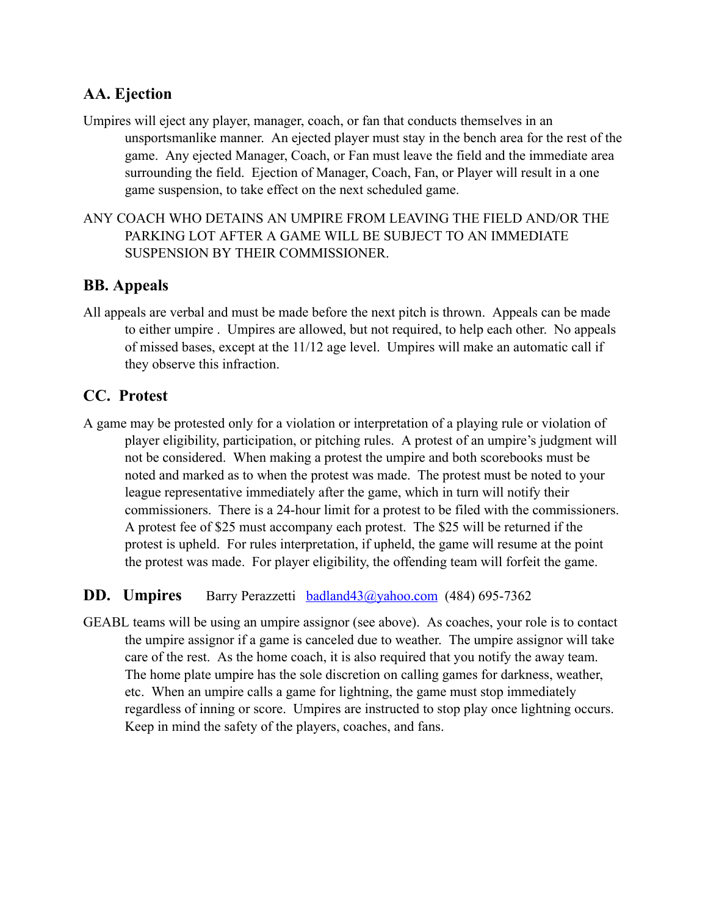## AA. Ejection

Umpires will eject any player, manager, coach, or fan that conducts themselves in an unsportsmanlike manner. An ejected player must stay in the bench area for the rest of the game. Any ejected Manager, Coach, or Fan must leave the field and the immediate area surrounding the field. Ejection of Manager, Coach, Fan, or Player will result in a one game suspension, to take effect on the next scheduled game.

ANY COACH WHO DETAINS AN UMPIRE FROM LEAVING THE FIELD AND/OR THE PARKING LOT AFTER A GAME WILL BE SUBJECT TO AN IMMEDIATE SUSPENSION BY THEIR COMMISSIONER.

## BB. Appeals

All appeals are verbal and must be made before the next pitch is thrown. Appeals can be made to either umpire . Umpires are allowed, but not required, to help each other. No appeals of missed bases, except at the 11/12 age level. Umpires will make an automatic call if they observe this infraction.

## CC. Protest

A game may be protested only for a violation or interpretation of a playing rule or violation of player eligibility, participation, or pitching rules. A protest of an umpire's judgment will not be considered. When making a protest the umpire and both scorebooks must be noted and marked as to when the protest was made. The protest must be noted to your league representative immediately after the game, which in turn will notify their commissioners. There is a 24-hour limit for a protest to be filed with the commissioners. A protest fee of $25 must accompany each protest. The $25 will be returned if the protest is upheld. For rules interpretation, if upheld, the game will resume at the point the protest was made. For player eligibility, the offending team will forfeit the game.

## DD. Umpires   Barry Perazzetti [badland43@yahoo.com](mailto:badland43@yahoo.com) (484) 695-7362

GEABL teams will be using an umpire assignor (see above). As coaches, your role is to contact the umpire assignor if a game is canceled due to weather. The umpire assignor will take care of the rest. As the home coach, it is also required that you notify the away team. The home plate umpire has the sole discretion on calling games for darkness, weather, etc. When an umpire calls a game for lightning, the game must stop immediately regardless of inning or score. Umpires are instructed to stop play once lightning occurs. Keep in mind the safety of the players, coaches, and fans.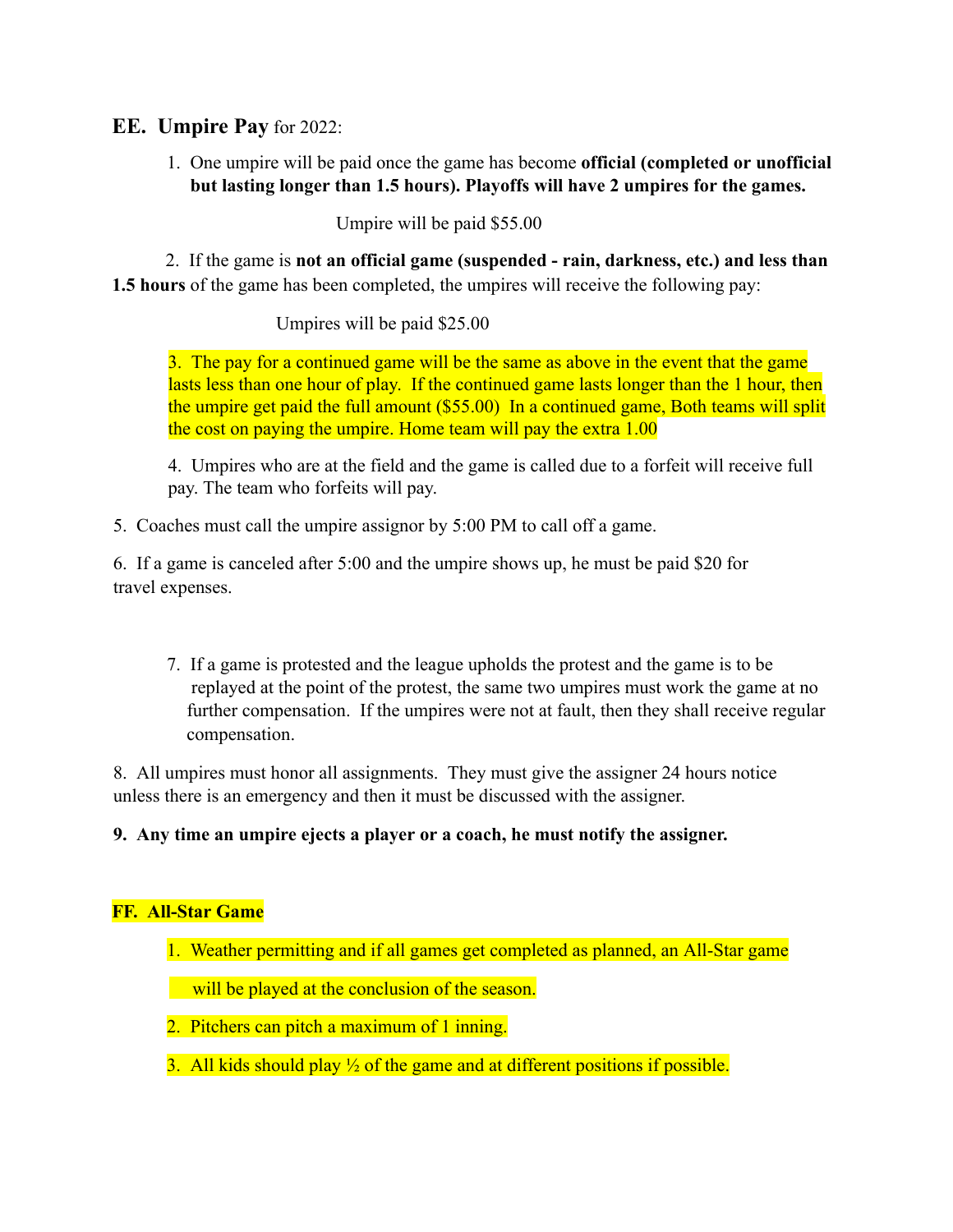## EE. Umpire Pay for 2022:

1. One umpire will be paid once the game has become **official (completed or unofficial but lasting longer than 1.5 hours). Playoffs will have 2 umpires for the games.**

   Umpire will be paid $55.00

2. If the game is **not an official game (suspended - rain, darkness, etc.) and less than 1.5 hours** of the game has been completed, the umpires will receive the following pay:

   Umpires will be paid $25.00

3. The pay for a continued game will be the same as above in the event that the game lasts less than one hour of play. If the continued game lasts longer than the 1 hour, then the umpire get paid the full amount ($55.00) In a continued game, Both teams will split the cost on paying the umpire. Home team will pay the extra 1.00

4. Umpires who are at the field and the game is called due to a forfeit will receive full pay. The team who forfeits will pay.

5. Coaches must call the umpire assignor by 5:00 PM to call off a game.

6. If a game is canceled after 5:00 and the umpire shows up, he must be paid $20 for travel expenses.

7. If a game is protested and the league upholds the protest and the game is to be replayed at the point of the protest, the same two umpires must work the game at no further compensation. If the umpires were not at fault, then they shall receive regular compensation.

8. All umpires must honor all assignments. They must give the assigner 24 hours notice unless there is an emergency and then it must be discussed with the assigner.

**9. Any time an umpire ejects a player or a coach, he must notify the assigner.**

## FF. All-Star Game

1. Weather permitting and if all games get completed as planned, an All-Star game will be played at the conclusion of the season.
2. Pitchers can pitch a maximum of 1 inning.
3. All kids should play ½ of the game and at different positions if possible.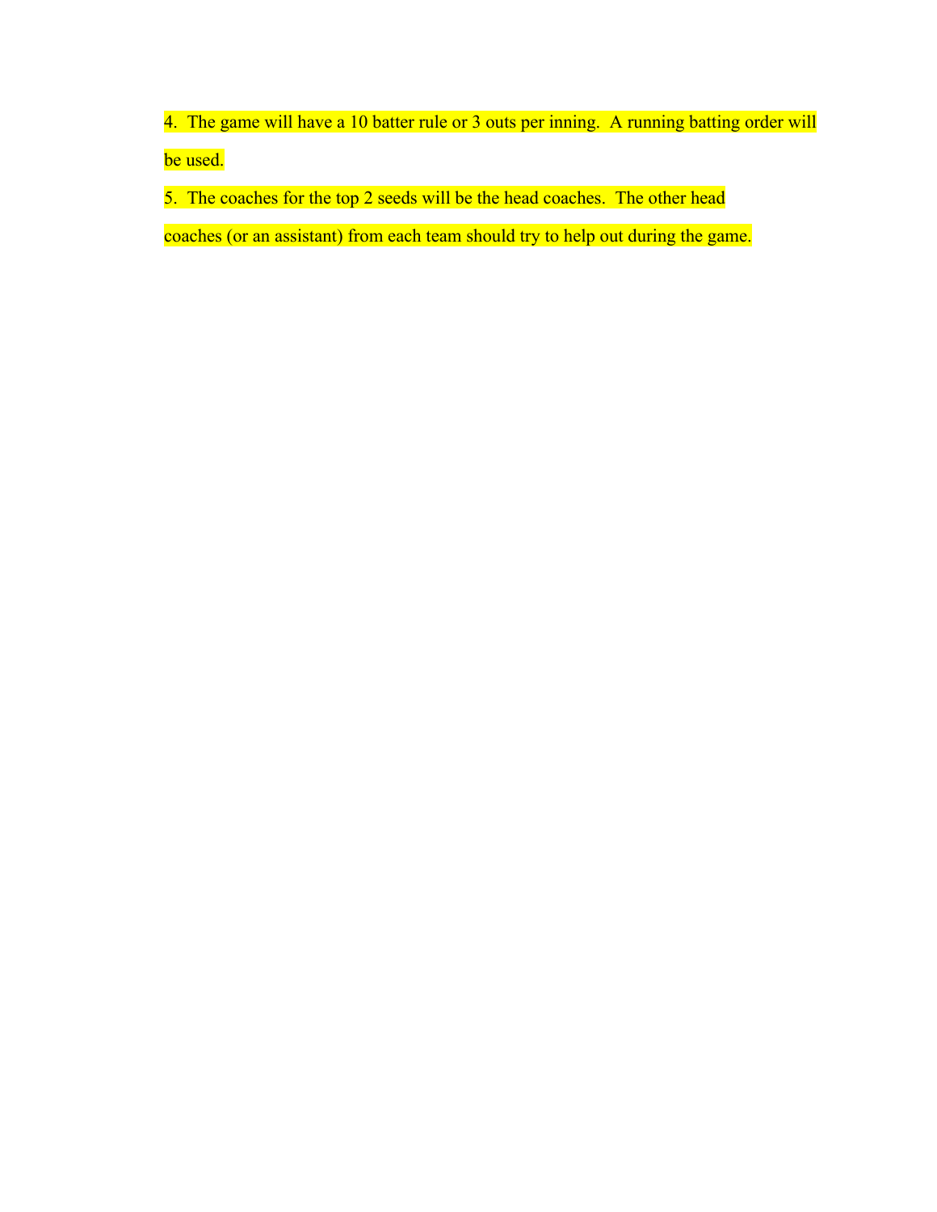4. The game will have a 10 batter rule or 3 outs per inning. A running batting order will be used.

5. The coaches for the top 2 seeds will be the head coaches. The other head coaches (or an assistant) from each team should try to help out during the game.